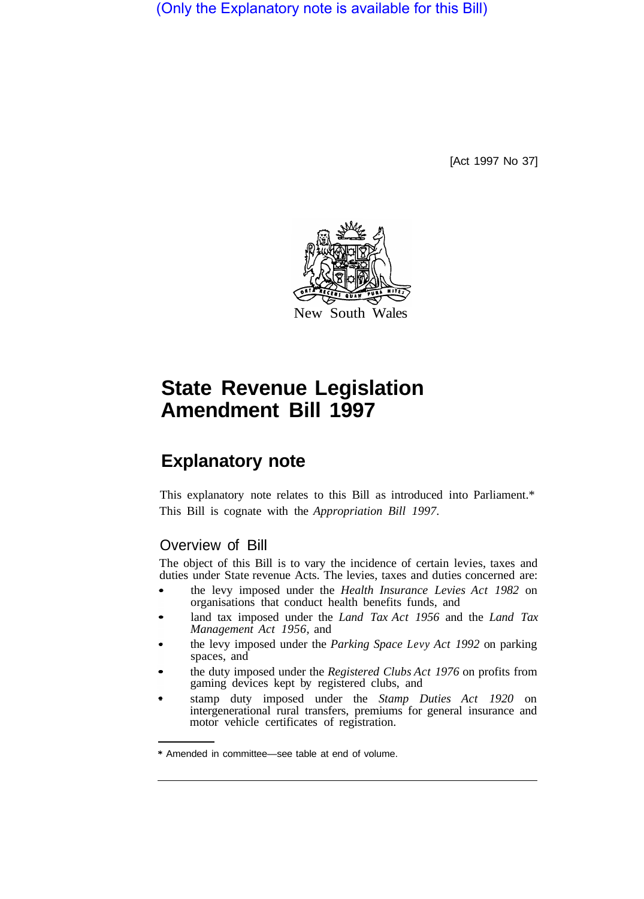(Only the Explanatory note is available for this Bill)

[Act 1997 No 37]

New South Wales

# State Revenue Legislation Amendment Bill 1997

## Explanatory note

This explanatory note relates to this Bill as introduced into Parliament.*
This Bill is cognate with the *Appropriation Bill 1997*.

### Overview of Bill

The object of this Bill is to vary the incidence of certain levies, taxes and duties under State revenue Acts. The levies, taxes and duties concerned are:

- the levy imposed under the *Health Insurance Levies Act 1982* on organisations that conduct health benefits funds, and
- land tax imposed under the *Land Tax Act 1956* and the *Land Tax Management Act 1956*, and
- the levy imposed under the *Parking Space Levy Act 1992* on parking spaces, and
- the duty imposed under the *Registered Clubs Act 1976* on profits from gaming devices kept by registered clubs, and
- stamp duty imposed under the *Stamp Duties Act 1920* on intergenerational rural transfers, premiums for general insurance and motor vehicle certificates of registration.

* Amended in committee—see table at end of volume.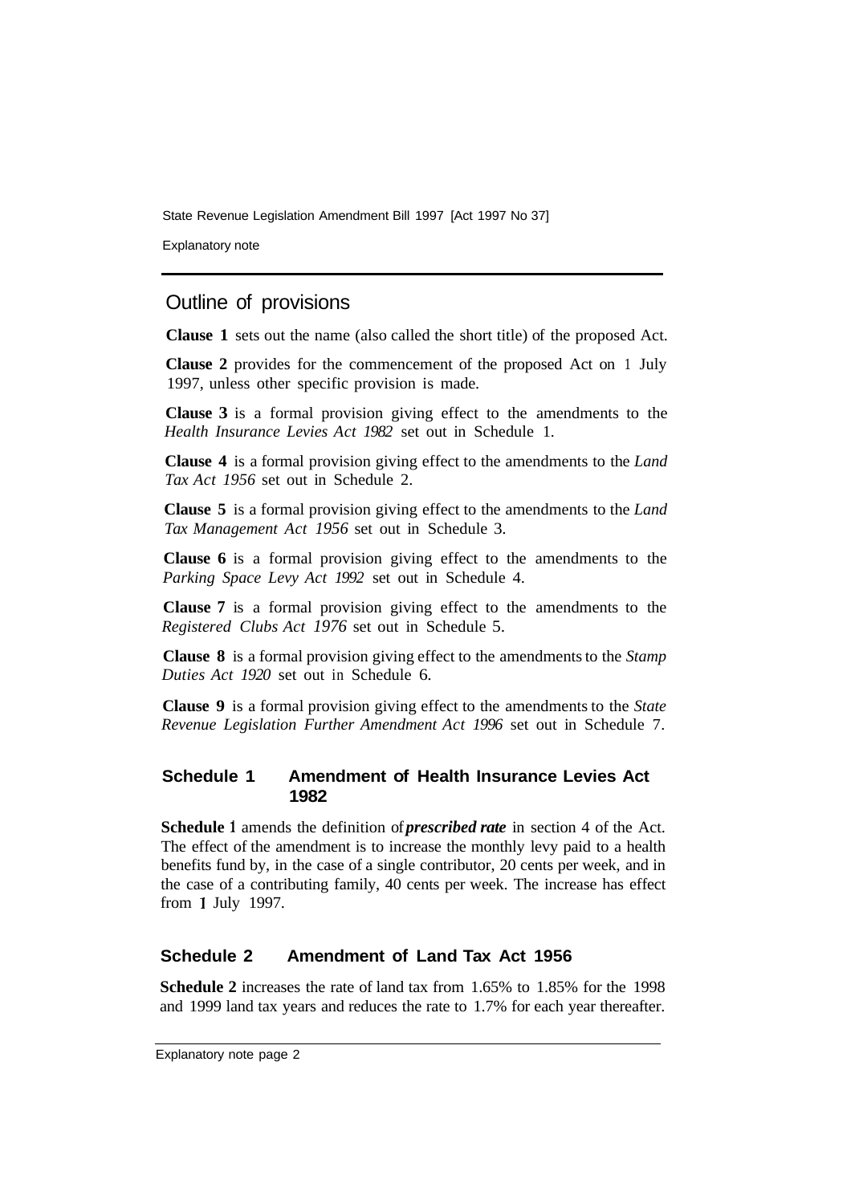## Outline of provisions

**Clause 1** sets out the name (also called the short title) of the proposed Act.

**Clause 2** provides for the commencement of the proposed Act on 1 July 1997, unless other specific provision is made.

**Clause 3** is a formal provision giving effect to the amendments to the *Health Insurance Levies Act 1982* set out in Schedule 1.

**Clause 4** is a formal provision giving effect to the amendments to the *Land Tax Act 1956* set out in Schedule 2.

**Clause 5** is a formal provision giving effect to the amendments to the *Land Tax Management Act 1956* set out in Schedule 3.

**Clause 6** is a formal provision giving effect to the amendments to the *Parking Space Levy Act 1992* set out in Schedule 4.

**Clause 7** is a formal provision giving effect to the amendments to the *Registered Clubs Act 1976* set out in Schedule 5.

**Clause 8** is a formal provision giving effect to the amendments to the *Stamp Duties Act 1920* set out in Schedule 6.

**Clause 9** is a formal provision giving effect to the amendments to the *State Revenue Legislation Further Amendment Act 1996* set out in Schedule 7.

### Schedule 1 Amendment of Health Insurance Levies Act 1982

**Schedule 1** amends the definition of ***prescribed rate*** in section 4 of the Act. The effect of the amendment is to increase the monthly levy paid to a health benefits fund by, in the case of a single contributor, 20 cents per week, and in the case of a contributing family, 40 cents per week. The increase has effect from 1 July 1997.

### Schedule 2 Amendment of Land Tax Act 1956

**Schedule 2** increases the rate of land tax from 1.65% to 1.85% for the 1998 and 1999 land tax years and reduces the rate to 1.7% for each year thereafter.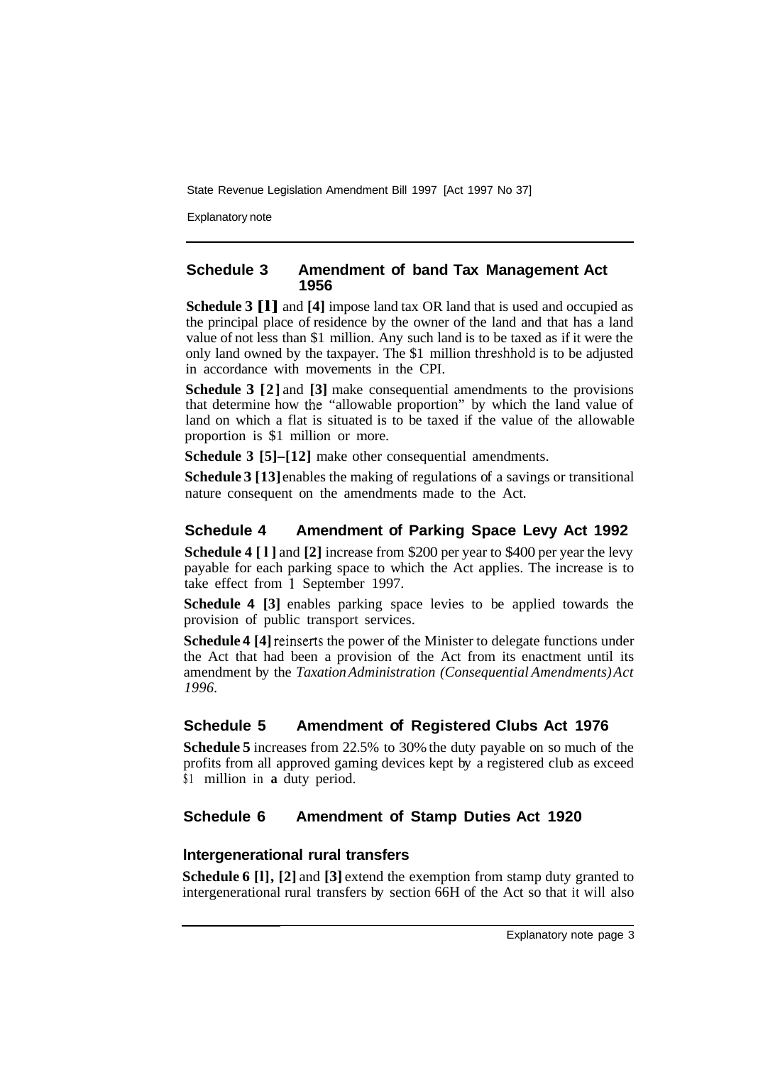## Schedule 3 Amendment of band Tax Management Act 1956

**Schedule 3 [1]** and **[4]** impose land tax OR land that is used and occupied as the principal place of residence by the owner of the land and that has a land value of not less than $1 million. Any such land is to be taxed as if it were the only land owned by the taxpayer. The $1 million threshhold is to be adjusted in accordance with movements in the CPI.

**Schedule 3 [2]** and **[3]** make consequential amendments to the provisions that determine how the "allowable proportion" by which the land value of land on which a flat is situated is to be taxed if the value of the allowable proportion is $1 million or more.

**Schedule 3 [5]–[12]** make other consequential amendments.

**Schedule 3 [13]** enables the making of regulations of a savings or transitional nature consequent on the amendments made to the Act.

## Schedule 4 Amendment of Parking Space Levy Act 1992

**Schedule 4 [1]** and **[2]** increase from $200 per year to $400 per year the levy payable for each parking space to which the Act applies. The increase is to take effect from 1 September 1997.

**Schedule 4 [3]** enables parking space levies to be applied towards the provision of public transport services.

**Schedule 4 [4]** reinserts the power of the Minister to delegate functions under the Act that had been a provision of the Act from its enactment until its amendment by the *Taxation Administration (Consequential Amendments) Act 1996*.

## Schedule 5 Amendment of Registered Clubs Act 1976

**Schedule 5** increases from 22.5% to 30% the duty payable on so much of the profits from all approved gaming devices kept by a registered club as exceed $1 million in **a** duty period.

## Schedule 6 Amendment of Stamp Duties Act 1920

### Intergenerational rural transfers

**Schedule 6 [1], [2]** and **[3]** extend the exemption from stamp duty granted to intergenerational rural transfers by section 66H of the Act so that it will also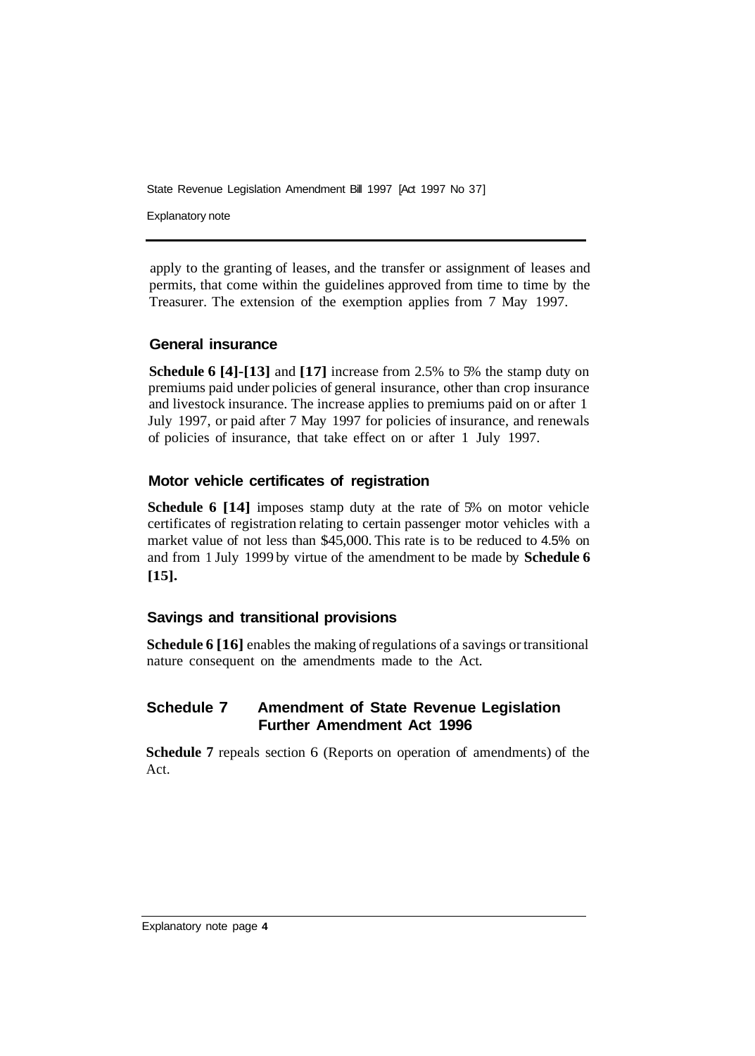apply to the granting of leases, and the transfer or assignment of leases and permits, that come within the guidelines approved from time to time by the Treasurer. The extension of the exemption applies from 7 May 1997.

### General insurance

**Schedule 6 [4]-[13]** and **[17]** increase from 2.5% to 5% the stamp duty on premiums paid under policies of general insurance, other than crop insurance and livestock insurance. The increase applies to premiums paid on or after 1 July 1997, or paid after 7 May 1997 for policies of insurance, and renewals of policies of insurance, that take effect on or after 1 July 1997.

### Motor vehicle certificates of registration

**Schedule 6 [14]** imposes stamp duty at the rate of 5% on motor vehicle certificates of registration relating to certain passenger motor vehicles with a market value of not less than $45,000. This rate is to be reduced to 4.5% on and from 1 July 1999 by virtue of the amendment to be made by **Schedule 6 [15].**

### Savings and transitional provisions

**Schedule 6 [16]** enables the making of regulations of a savings or transitional nature consequent on the amendments made to the Act.

## Schedule 7 Amendment of State Revenue Legislation Further Amendment Act 1996

**Schedule 7** repeals section 6 (Reports on operation of amendments) of the Act.